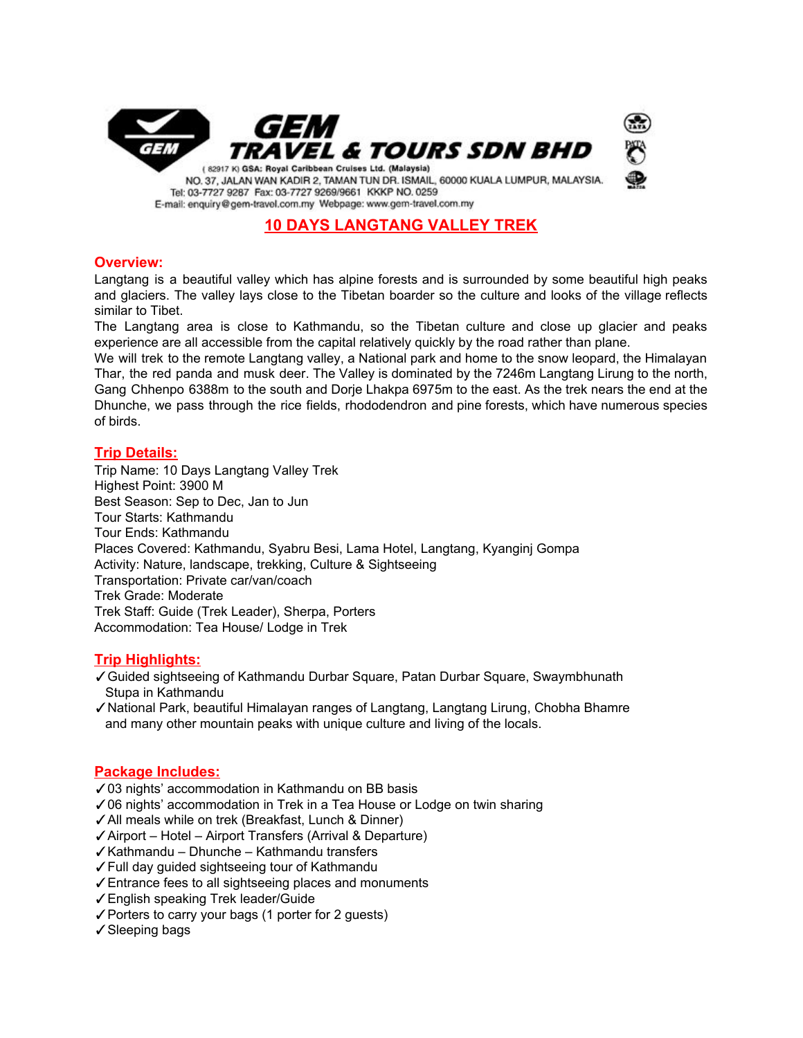# GEM TRAVEL & TOURS SDN BHD

( 82917 K) GSA: Royal Caribbean Cruises Ltd. (Malaysia)
NO. 37, JALAN WAN KADIR 2, TAMAN TUN DR. ISMAIL, 60000 KUALA LUMPUR, MALAYSIA.
Tel: 03-7727 9287 Fax: 03-7727 9269/9661 KKKP NO. 0259
E-mail: enquiry@gem-travel.com.my Webpage: www.gem-travel.com.my

## 10 DAYS LANGTANG VALLEY TREK

### Overview:

Langtang is a beautiful valley which has alpine forests and is surrounded by some beautiful high peaks and glaciers. The valley lays close to the Tibetan boarder so the culture and looks of the village reflects similar to Tibet.

The Langtang area is close to Kathmandu, so the Tibetan culture and close up glacier and peaks experience are all accessible from the capital relatively quickly by the road rather than plane.

We will trek to the remote Langtang valley, a National park and home to the snow leopard, the Himalayan Thar, the red panda and musk deer. The Valley is dominated by the 7246m Langtang Lirung to the north, Gang Chhenpo 6388m to the south and Dorje Lhakpa 6975m to the east. As the trek nears the end at the Dhunche, we pass through the rice fields, rhododendron and pine forests, which have numerous species of birds.

### Trip Details:

Trip Name: 10 Days Langtang Valley Trek
Highest Point: 3900 M
Best Season: Sep to Dec, Jan to Jun
Tour Starts: Kathmandu
Tour Ends: Kathmandu
Places Covered: Kathmandu, Syabru Besi, Lama Hotel, Langtang, Kyanginj Gompa
Activity: Nature, landscape, trekking, Culture & Sightseeing
Transportation: Private car/van/coach
Trek Grade: Moderate
Trek Staff: Guide (Trek Leader), Sherpa, Porters
Accommodation: Tea House/ Lodge in Trek

### Trip Highlights:

- ✓Guided sightseeing of Kathmandu Durbar Square, Patan Durbar Square, Swaymbhunath Stupa in Kathmandu
- ✓National Park, beautiful Himalayan ranges of Langtang, Langtang Lirung, Chobha Bhamre and many other mountain peaks with unique culture and living of the locals.

### Package Includes:

- ✓03 nights' accommodation in Kathmandu on BB basis
- ✓06 nights' accommodation in Trek in a Tea House or Lodge on twin sharing
- ✓All meals while on trek (Breakfast, Lunch & Dinner)
- ✓Airport – Hotel – Airport Transfers (Arrival & Departure)
- ✓Kathmandu – Dhunche – Kathmandu transfers
- ✓Full day guided sightseeing tour of Kathmandu
- ✓Entrance fees to all sightseeing places and monuments
- ✓English speaking Trek leader/Guide
- ✓Porters to carry your bags (1 porter for 2 guests)
- ✓Sleeping bags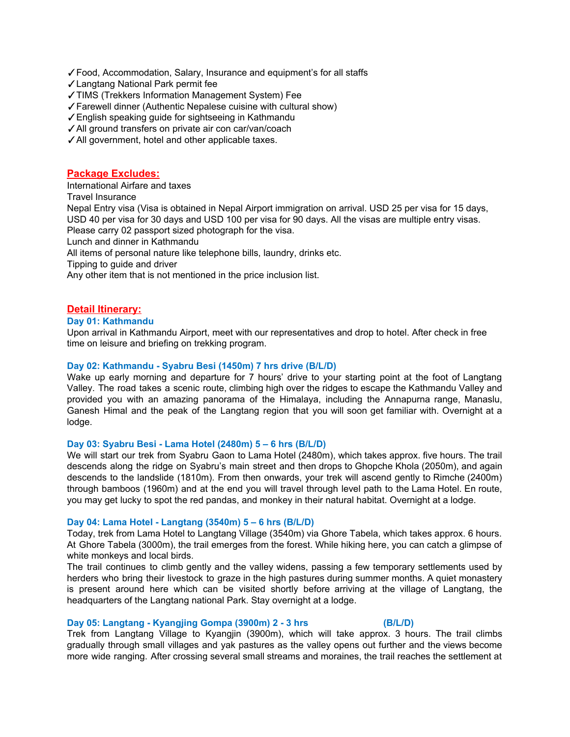✓Food, Accommodation, Salary, Insurance and equipment's for all staffs
✓Langtang National Park permit fee
✓TIMS (Trekkers Information Management System) Fee
✓Farewell dinner (Authentic Nepalese cuisine with cultural show)
✓English speaking guide for sightseeing in Kathmandu
✓All ground transfers on private air con car/van/coach
✓All government, hotel and other applicable taxes.

## Package Excludes:

International Airfare and taxes
Travel Insurance
Nepal Entry visa (Visa is obtained in Nepal Airport immigration on arrival. USD 25 per visa for 15 days, USD 40 per visa for 30 days and USD 100 per visa for 90 days. All the visas are multiple entry visas. Please carry 02 passport sized photograph for the visa.
Lunch and dinner in Kathmandu
All items of personal nature like telephone bills, laundry, drinks etc.
Tipping to guide and driver
Any other item that is not mentioned in the price inclusion list.

## Detail Itinerary:

### Day 01: Kathmandu

Upon arrival in Kathmandu Airport, meet with our representatives and drop to hotel. After check in free time on leisure and briefing on trekking program.

### Day 02: Kathmandu - Syabru Besi (1450m) 7 hrs drive (B/L/D)

Wake up early morning and departure for 7 hours' drive to your starting point at the foot of Langtang Valley. The road takes a scenic route, climbing high over the ridges to escape the Kathmandu Valley and provided you with an amazing panorama of the Himalaya, including the Annapurna range, Manaslu, Ganesh Himal and the peak of the Langtang region that you will soon get familiar with. Overnight at a lodge.

### Day 03: Syabru Besi - Lama Hotel (2480m) 5 – 6 hrs (B/L/D)

We will start our trek from Syabru Gaon to Lama Hotel (2480m), which takes approx. five hours. The trail descends along the ridge on Syabru's main street and then drops to Ghopche Khola (2050m), and again descends to the landslide (1810m). From then onwards, your trek will ascend gently to Rimche (2400m) through bamboos (1960m) and at the end you will travel through level path to the Lama Hotel. En route, you may get lucky to spot the red pandas, and monkey in their natural habitat. Overnight at a lodge.

### Day 04: Lama Hotel - Langtang (3540m) 5 – 6 hrs (B/L/D)

Today, trek from Lama Hotel to Langtang Village (3540m) via Ghore Tabela, which takes approx. 6 hours. At Ghore Tabela (3000m), the trail emerges from the forest. While hiking here, you can catch a glimpse of white monkeys and local birds.

The trail continues to climb gently and the valley widens, passing a few temporary settlements used by herders who bring their livestock to graze in the high pastures during summer months. A quiet monastery is present around here which can be visited shortly before arriving at the village of Langtang, the headquarters of the Langtang national Park. Stay overnight at a lodge.

### Day 05: Langtang - Kyangjing Gompa (3900m) 2 - 3 hrs (B/L/D)

Trek from Langtang Village to Kyangjin (3900m), which will take approx. 3 hours. The trail climbs gradually through small villages and yak pastures as the valley opens out further and the views become more wide ranging. After crossing several small streams and moraines, the trail reaches the settlement at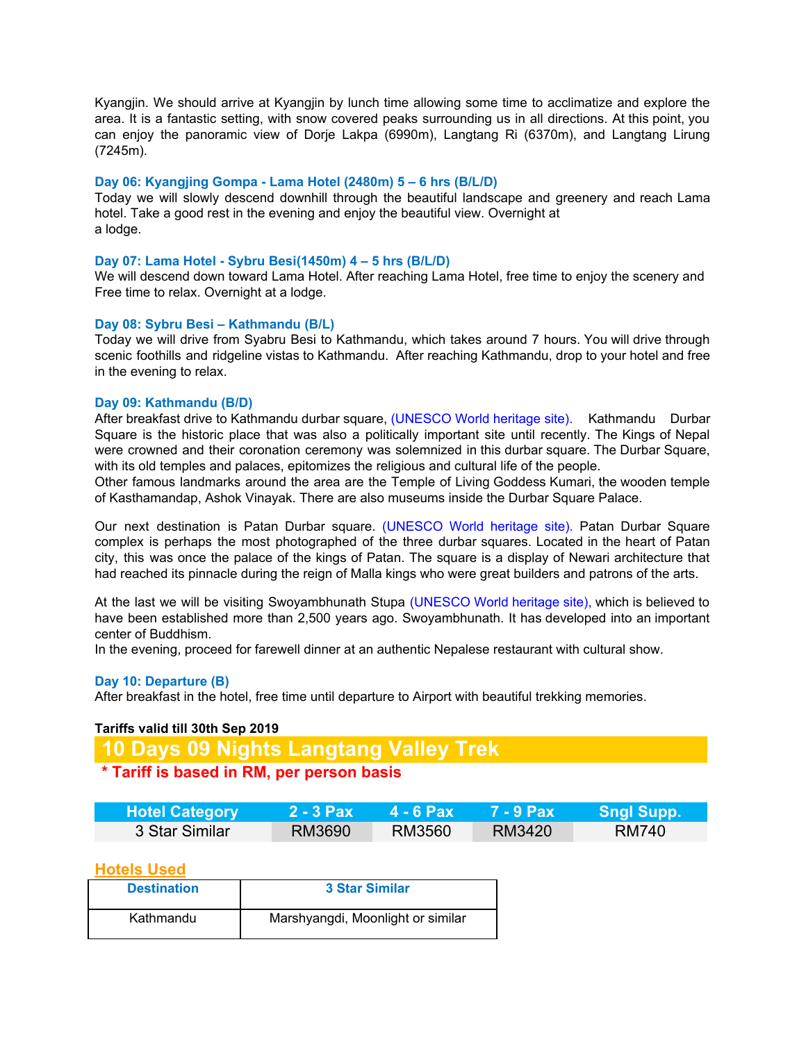Kyangjin. We should arrive at Kyangjin by lunch time allowing some time to acclimatize and explore the area. It is a fantastic setting, with snow covered peaks surrounding us in all directions. At this point, you can enjoy the panoramic view of Dorje Lakpa (6990m), Langtang Ri (6370m), and Langtang Lirung (7245m).

**Day 06: Kyangjing Gompa - Lama Hotel (2480m) 5 – 6 hrs (B/L/D)**
Today we will slowly descend downhill through the beautiful landscape and greenery and reach Lama hotel. Take a good rest in the evening and enjoy the beautiful view. Overnight at a lodge.

**Day 07: Lama Hotel - Sybru Besi(1450m) 4 – 5 hrs (B/L/D)**
We will descend down toward Lama Hotel. After reaching Lama Hotel, free time to enjoy the scenery and Free time to relax. Overnight at a lodge.

**Day 08: Sybru Besi – Kathmandu (B/L)**
Today we will drive from Syabru Besi to Kathmandu, which takes around 7 hours. You will drive through scenic foothills and ridgeline vistas to Kathmandu. After reaching Kathmandu, drop to your hotel and free in the evening to relax.

**Day 09: Kathmandu (B/D)**
After breakfast drive to Kathmandu durbar square, (UNESCO World heritage site). Kathmandu Durbar Square is the historic place that was also a politically important site until recently. The Kings of Nepal were crowned and their coronation ceremony was solemnized in this durbar square. The Durbar Square, with its old temples and palaces, epitomizes the religious and cultural life of the people.
Other famous landmarks around the area are the Temple of Living Goddess Kumari, the wooden temple of Kasthamandap, Ashok Vinayak. There are also museums inside the Durbar Square Palace.

Our next destination is Patan Durbar square. (UNESCO World heritage site). Patan Durbar Square complex is perhaps the most photographed of the three durbar squares. Located in the heart of Patan city, this was once the palace of the kings of Patan. The square is a display of Newari architecture that had reached its pinnacle during the reign of Malla kings who were great builders and patrons of the arts.

At the last we will be visiting Swoyambhunath Stupa (UNESCO World heritage site), which is believed to have been established more than 2,500 years ago. Swoyambhunath. It has developed into an important center of Buddhism.
In the evening, proceed for farewell dinner at an authentic Nepalese restaurant with cultural show.

**Day 10: Departure (B)**
After breakfast in the hotel, free time until departure to Airport with beautiful trekking memories.

**Tariffs valid till 30th Sep 2019**

## 10 Days 09 Nights Langtang Valley Trek

**\* Tariff is based in RM, per person basis**

| Hotel Category | 2 - 3 Pax | 4 - 6 Pax | 7 - 9 Pax | Sngl Supp. |
|---|---|---|---|---|
| 3 Star Similar | RM3690 | RM3560 | RM3420 | RM740 |

**Hotels Used**

| Destination | 3 Star Similar |
|---|---|
| Kathmandu | Marshyangdi, Moonlight or similar |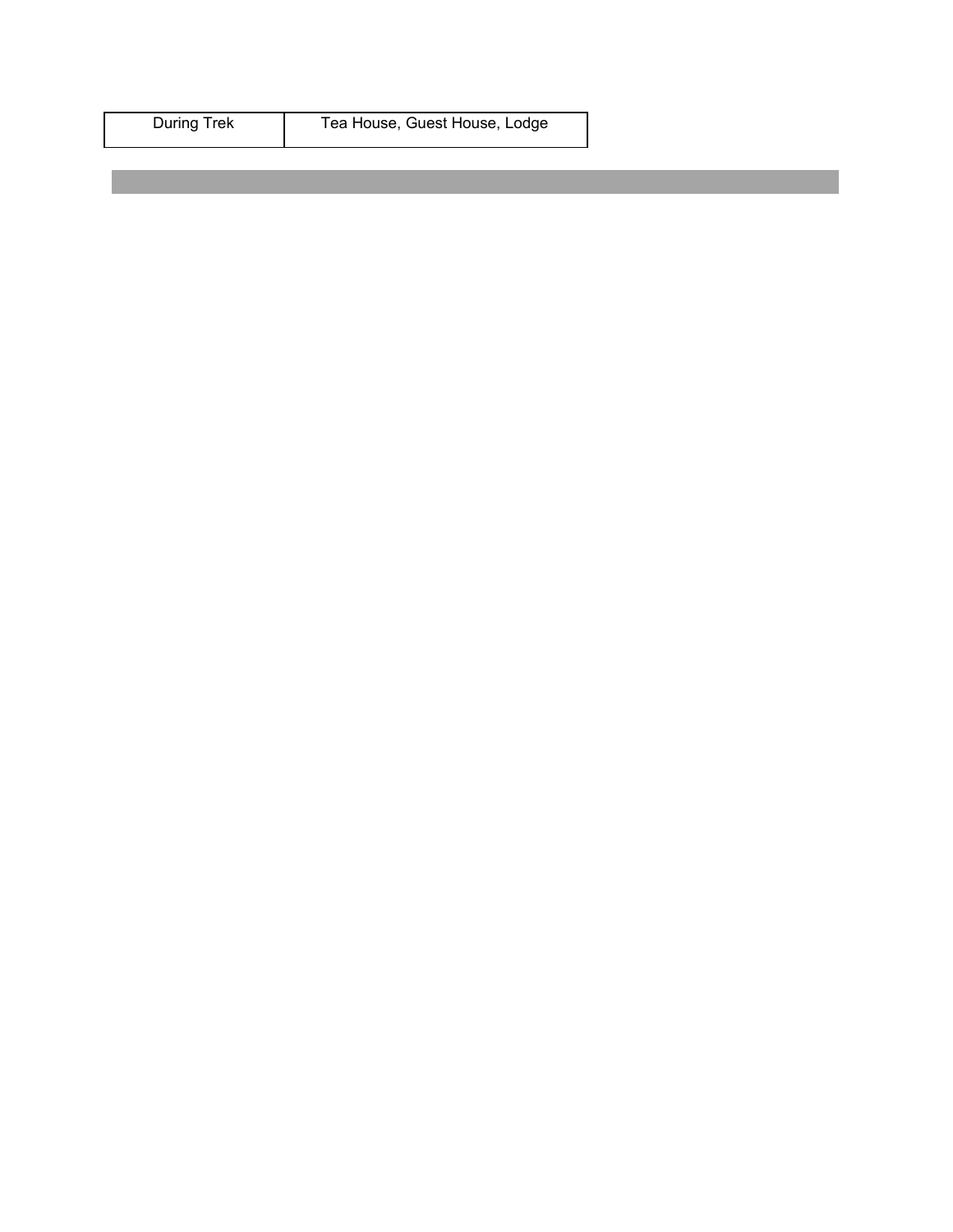| | |
|---|---|
| During Trek | Tea House, Guest House, Lodge |